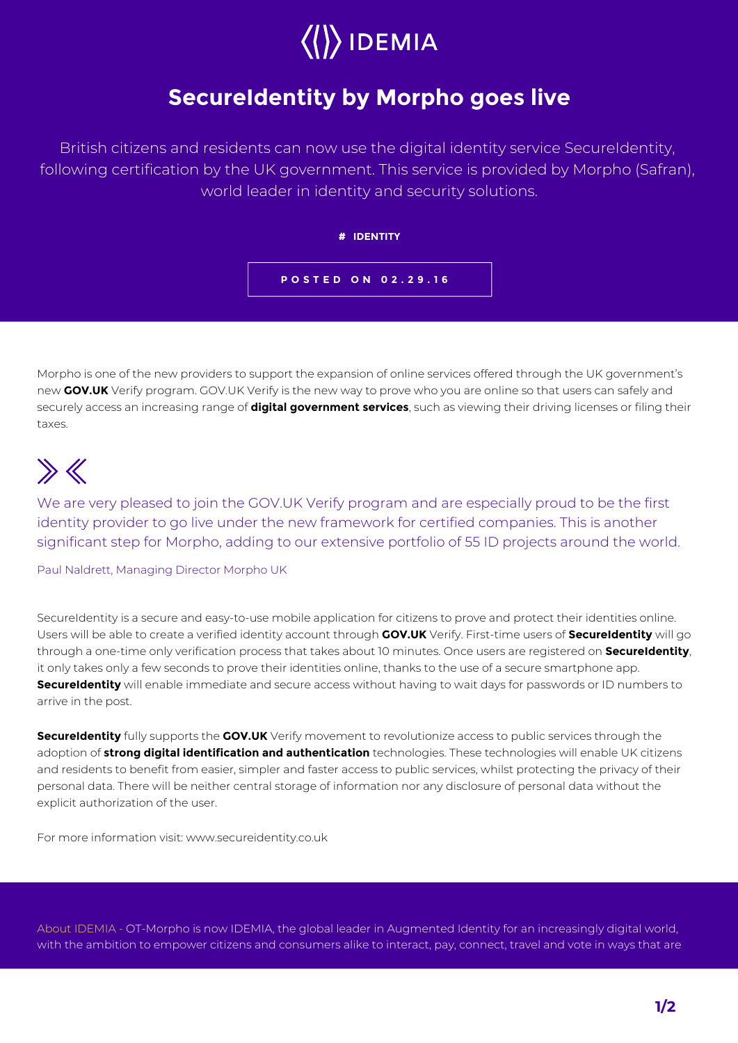IDEMIA

# SecureIdentity by Morpho goes live

British citizens and residents can now use the digital identity service SecureIdentity, following certification by the UK government. This service is provided by Morpho (Safran), world leader in identity and security solutions.

**# IDENTITY**

**POSTED ON 02.29.16**

Morpho is one of the new providers to support the expansion of online services offered through the UK government's new **GOV.UK** Verify program. GOV.UK Verify is the new way to prove who you are online so that users can safely and securely access an increasing range of **digital government services**, such as viewing their driving licenses or filing their taxes.

> We are very pleased to join the GOV.UK Verify program and are especially proud to be the first identity provider to go live under the new framework for certified companies. This is another significant step for Morpho, adding to our extensive portfolio of 55 ID projects around the world.
>
> Paul Naldrett, Managing Director Morpho UK

SecureIdentity is a secure and easy-to-use mobile application for citizens to prove and protect their identities online. Users will be able to create a verified identity account through **GOV.UK** Verify. First-time users of **SecureIdentity** will go through a one-time only verification process that takes about 10 minutes. Once users are registered on **SecureIdentity**, it only takes only a few seconds to prove their identities online, thanks to the use of a secure smartphone app. **SecureIdentity** will enable immediate and secure access without having to wait days for passwords or ID numbers to arrive in the post.

**SecureIdentity** fully supports the **GOV.UK** Verify movement to revolutionize access to public services through the adoption of **strong digital identification and authentication** technologies. These technologies will enable UK citizens and residents to benefit from easier, simpler and faster access to public services, whilst protecting the privacy of their personal data. There will be neither central storage of information nor any disclosure of personal data without the explicit authorization of the user.

For more information visit: www.secureidentity.co.uk

About IDEMIA - OT-Morpho is now IDEMIA, the global leader in Augmented Identity for an increasingly digital world, with the ambition to empower citizens and consumers alike to interact, pay, connect, travel and vote in ways that are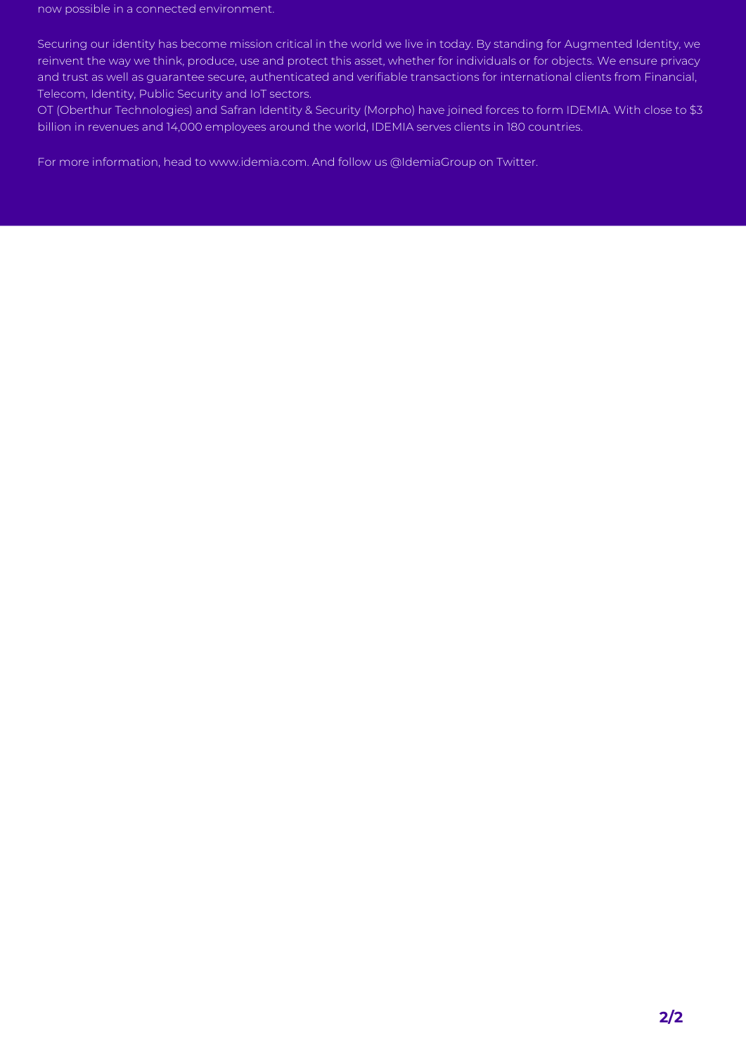now possible in a connected environment.

Securing our identity has become mission critical in the world we live in today. By standing for Augmented Identity, we reinvent the way we think, produce, use and protect this asset, whether for individuals or for objects. We ensure privacy and trust as well as guarantee secure, authenticated and verifiable transactions for international clients from Financial, Telecom, Identity, Public Security and IoT sectors.
OT (Oberthur Technologies) and Safran Identity & Security (Morpho) have joined forces to form IDEMIA. With close to $3 billion in revenues and 14,000 employees around the world, IDEMIA serves clients in 180 countries.

For more information, head to www.idemia.com. And follow us @IdemiaGroup on Twitter.